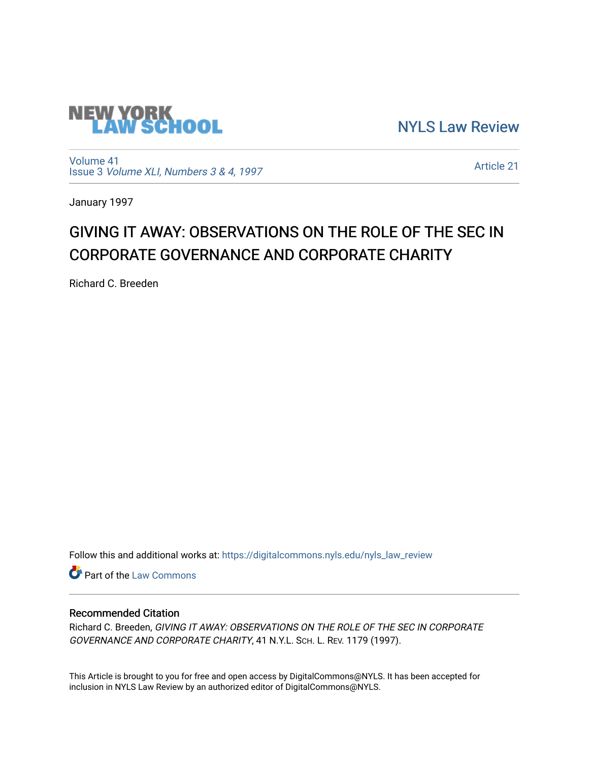NEW YORK LAW SCHOOL

NYLS Law Review

Volume 41
Issue 3 *Volume XLI, Numbers 3 & 4, 1997*

Article 21

January 1997

# GIVING IT AWAY: OBSERVATIONS ON THE ROLE OF THE SEC IN CORPORATE GOVERNANCE AND CORPORATE CHARITY

Richard C. Breeden

Follow this and additional works at: https://digitalcommons.nyls.edu/nyls_law_review

Part of the Law Commons

## Recommended Citation

Richard C. Breeden, *GIVING IT AWAY: OBSERVATIONS ON THE ROLE OF THE SEC IN CORPORATE GOVERNANCE AND CORPORATE CHARITY*, 41 N.Y.L. Sch. L. Rev. 1179 (1997).

This Article is brought to you for free and open access by DigitalCommons@NYLS. It has been accepted for inclusion in NYLS Law Review by an authorized editor of DigitalCommons@NYLS.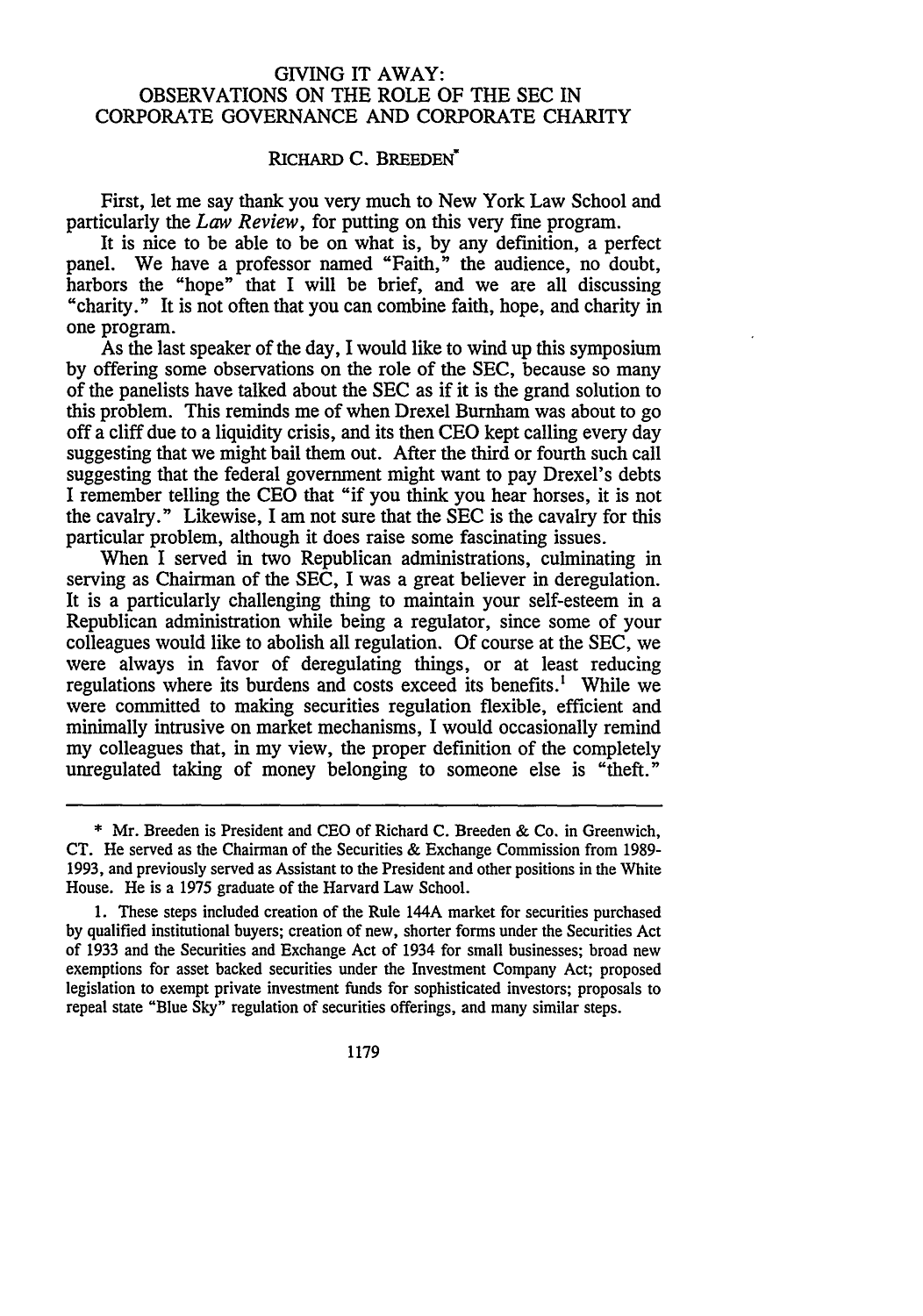# GIVING IT AWAY: OBSERVATIONS ON THE ROLE OF THE SEC IN CORPORATE GOVERNANCE AND CORPORATE CHARITY

RICHARD C. BREEDEN*

First, let me say thank you very much to New York Law School and particularly the *Law Review*, for putting on this very fine program.

It is nice to be able to be on what is, by any definition, a perfect panel. We have a professor named "Faith," the audience, no doubt, harbors the "hope" that I will be brief, and we are all discussing "charity." It is not often that you can combine faith, hope, and charity in one program.

As the last speaker of the day, I would like to wind up this symposium by offering some observations on the role of the SEC, because so many of the panelists have talked about the SEC as if it is the grand solution to this problem. This reminds me of when Drexel Burnham was about to go off a cliff due to a liquidity crisis, and its then CEO kept calling every day suggesting that we might bail them out. After the third or fourth such call suggesting that the federal government might want to pay Drexel's debts I remember telling the CEO that "if you think you hear horses, it is not the cavalry." Likewise, I am not sure that the SEC is the cavalry for this particular problem, although it does raise some fascinating issues.

When I served in two Republican administrations, culminating in serving as Chairman of the SEC, I was a great believer in deregulation. It is a particularly challenging thing to maintain your self-esteem in a Republican administration while being a regulator, since some of your colleagues would like to abolish all regulation. Of course at the SEC, we were always in favor of deregulating things, or at least reducing regulations where its burdens and costs exceed its benefits.[1] While we were committed to making securities regulation flexible, efficient and minimally intrusive on market mechanisms, I would occasionally remind my colleagues that, in my view, the proper definition of the completely unregulated taking of money belonging to someone else is "theft."

---

\* Mr. Breeden is President and CEO of Richard C. Breeden & Co. in Greenwich, CT. He served as the Chairman of the Securities & Exchange Commission from 1989-1993, and previously served as Assistant to the President and other positions in the White House. He is a 1975 graduate of the Harvard Law School.

1. These steps included creation of the Rule 144A market for securities purchased by qualified institutional buyers; creation of new, shorter forms under the Securities Act of 1933 and the Securities and Exchange Act of 1934 for small businesses; broad new exemptions for asset backed securities under the Investment Company Act; proposed legislation to exempt private investment funds for sophisticated investors; proposals to repeal state "Blue Sky" regulation of securities offerings, and many similar steps.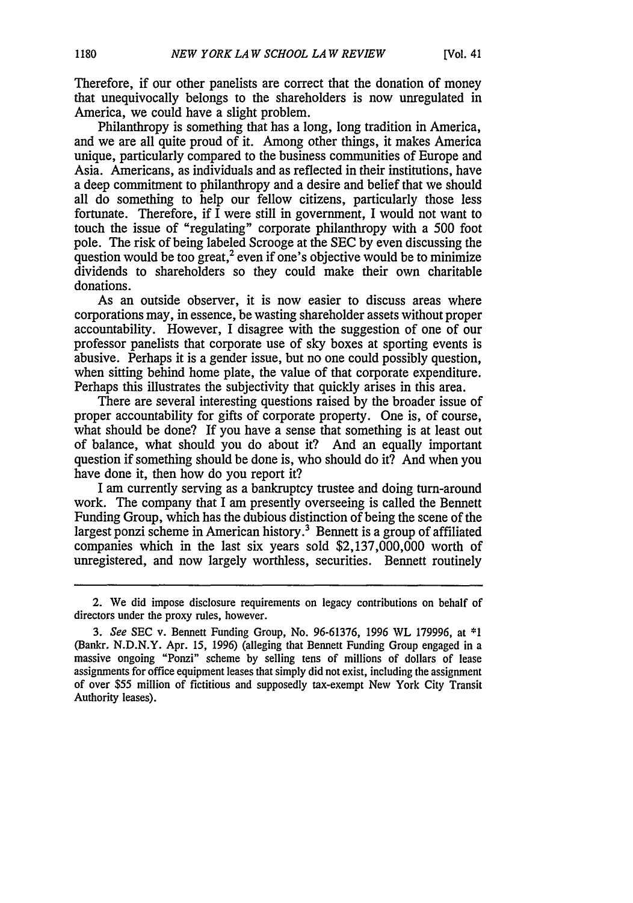Therefore, if our other panelists are correct that the donation of money that unequivocally belongs to the shareholders is now unregulated in America, we could have a slight problem.

Philanthropy is something that has a long, long tradition in America, and we are all quite proud of it. Among other things, it makes America unique, particularly compared to the business communities of Europe and Asia. Americans, as individuals and as reflected in their institutions, have a deep commitment to philanthropy and a desire and belief that we should all do something to help our fellow citizens, particularly those less fortunate. Therefore, if I were still in government, I would not want to touch the issue of "regulating" corporate philanthropy with a 500 foot pole. The risk of being labeled Scrooge at the SEC by even discussing the question would be too great,[2] even if one's objective would be to minimize dividends to shareholders so they could make their own charitable donations.

As an outside observer, it is now easier to discuss areas where corporations may, in essence, be wasting shareholder assets without proper accountability. However, I disagree with the suggestion of one of our professor panelists that corporate use of sky boxes at sporting events is abusive. Perhaps it is a gender issue, but no one could possibly question, when sitting behind home plate, the value of that corporate expenditure. Perhaps this illustrates the subjectivity that quickly arises in this area.

There are several interesting questions raised by the broader issue of proper accountability for gifts of corporate property. One is, of course, what should be done? If you have a sense that something is at least out of balance, what should you do about it? And an equally important question if something should be done is, who should do it? And when you have done it, then how do you report it?

I am currently serving as a bankruptcy trustee and doing turn-around work. The company that I am presently overseeing is called the Bennett Funding Group, which has the dubious distinction of being the scene of the largest ponzi scheme in American history.[3] Bennett is a group of affiliated companies which in the last six years sold $2,137,000,000 worth of unregistered, and now largely worthless, securities. Bennett routinely

---

2. We did impose disclosure requirements on legacy contributions on behalf of directors under the proxy rules, however.

3. *See* SEC v. Bennett Funding Group, No. 96-61376, 1996 WL 179996, at *1 (Bankr. N.D.N.Y. Apr. 15, 1996) (alleging that Bennett Funding Group engaged in a massive ongoing "Ponzi" scheme by selling tens of millions of dollars of lease assignments for office equipment leases that simply did not exist, including the assignment of over $55 million of fictitious and supposedly tax-exempt New York City Transit Authority leases).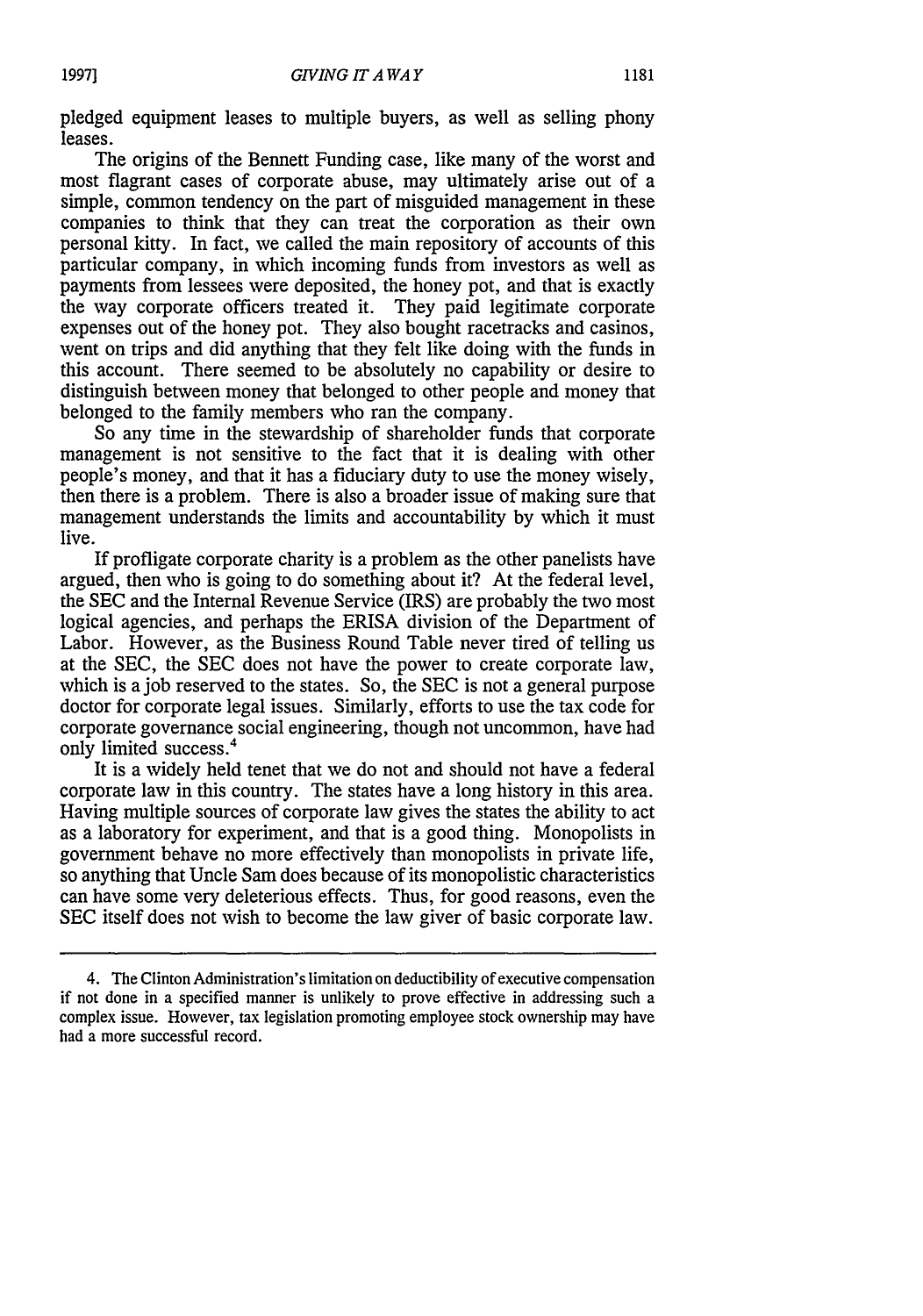pledged equipment leases to multiple buyers, as well as selling phony leases.

The origins of the Bennett Funding case, like many of the worst and most flagrant cases of corporate abuse, may ultimately arise out of a simple, common tendency on the part of misguided management in these companies to think that they can treat the corporation as their own personal kitty. In fact, we called the main repository of accounts of this particular company, in which incoming funds from investors as well as payments from lessees were deposited, the honey pot, and that is exactly the way corporate officers treated it. They paid legitimate corporate expenses out of the honey pot. They also bought racetracks and casinos, went on trips and did anything that they felt like doing with the funds in this account. There seemed to be absolutely no capability or desire to distinguish between money that belonged to other people and money that belonged to the family members who ran the company.

So any time in the stewardship of shareholder funds that corporate management is not sensitive to the fact that it is dealing with other people's money, and that it has a fiduciary duty to use the money wisely, then there is a problem. There is also a broader issue of making sure that management understands the limits and accountability by which it must live.

If profligate corporate charity is a problem as the other panelists have argued, then who is going to do something about it? At the federal level, the SEC and the Internal Revenue Service (IRS) are probably the two most logical agencies, and perhaps the ERISA division of the Department of Labor. However, as the Business Round Table never tired of telling us at the SEC, the SEC does not have the power to create corporate law, which is a job reserved to the states. So, the SEC is not a general purpose doctor for corporate legal issues. Similarly, efforts to use the tax code for corporate governance social engineering, though not uncommon, have had only limited success.[4]

It is a widely held tenet that we do not and should not have a federal corporate law in this country. The states have a long history in this area. Having multiple sources of corporate law gives the states the ability to act as a laboratory for experiment, and that is a good thing. Monopolists in government behave no more effectively than monopolists in private life, so anything that Uncle Sam does because of its monopolistic characteristics can have some very deleterious effects. Thus, for good reasons, even the SEC itself does not wish to become the law giver of basic corporate law.

---

4. The Clinton Administration's limitation on deductibility of executive compensation if not done in a specified manner is unlikely to prove effective in addressing such a complex issue. However, tax legislation promoting employee stock ownership may have had a more successful record.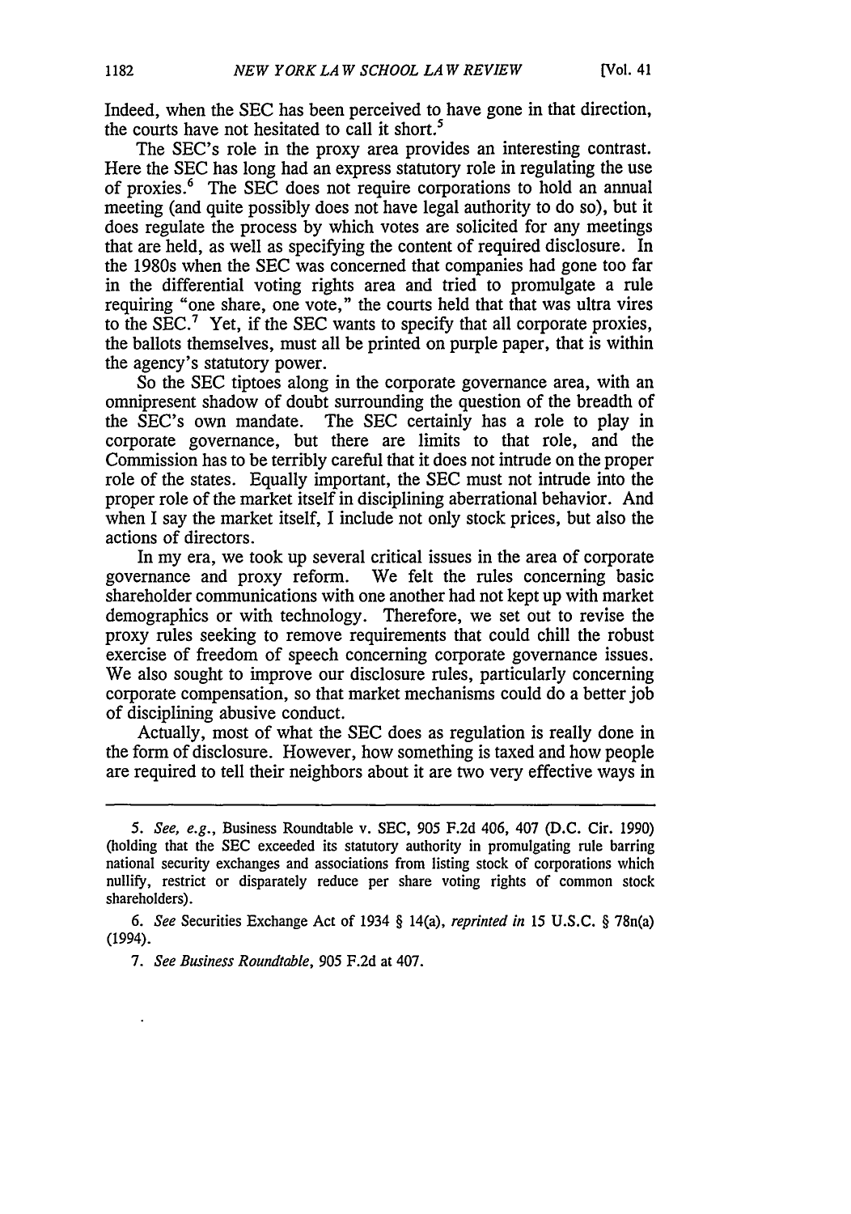Indeed, when the SEC has been perceived to have gone in that direction, the courts have not hesitated to call it short.[5]

The SEC's role in the proxy area provides an interesting contrast. Here the SEC has long had an express statutory role in regulating the use of proxies.[6] The SEC does not require corporations to hold an annual meeting (and quite possibly does not have legal authority to do so), but it does regulate the process by which votes are solicited for any meetings that are held, as well as specifying the content of required disclosure. In the 1980s when the SEC was concerned that companies had gone too far in the differential voting rights area and tried to promulgate a rule requiring "one share, one vote," the courts held that that was ultra vires to the SEC.[7] Yet, if the SEC wants to specify that all corporate proxies, the ballots themselves, must all be printed on purple paper, that is within the agency's statutory power.

So the SEC tiptoes along in the corporate governance area, with an omnipresent shadow of doubt surrounding the question of the breadth of the SEC's own mandate. The SEC certainly has a role to play in corporate governance, but there are limits to that role, and the Commission has to be terribly careful that it does not intrude on the proper role of the states. Equally important, the SEC must not intrude into the proper role of the market itself in disciplining aberrational behavior. And when I say the market itself, I include not only stock prices, but also the actions of directors.

In my era, we took up several critical issues in the area of corporate governance and proxy reform. We felt the rules concerning basic shareholder communications with one another had not kept up with market demographics or with technology. Therefore, we set out to revise the proxy rules seeking to remove requirements that could chill the robust exercise of freedom of speech concerning corporate governance issues. We also sought to improve our disclosure rules, particularly concerning corporate compensation, so that market mechanisms could do a better job of disciplining abusive conduct.

Actually, most of what the SEC does as regulation is really done in the form of disclosure. However, how something is taxed and how people are required to tell their neighbors about it are two very effective ways in

---

5. *See, e.g.*, Business Roundtable v. SEC, 905 F.2d 406, 407 (D.C. Cir. 1990) (holding that the SEC exceeded its statutory authority in promulgating rule barring national security exchanges and associations from listing stock of corporations which nullify, restrict or disparately reduce per share voting rights of common stock shareholders).

6. *See* Securities Exchange Act of 1934 § 14(a), *reprinted in* 15 U.S.C. § 78n(a) (1994).

7. *See Business Roundtable*, 905 F.2d at 407.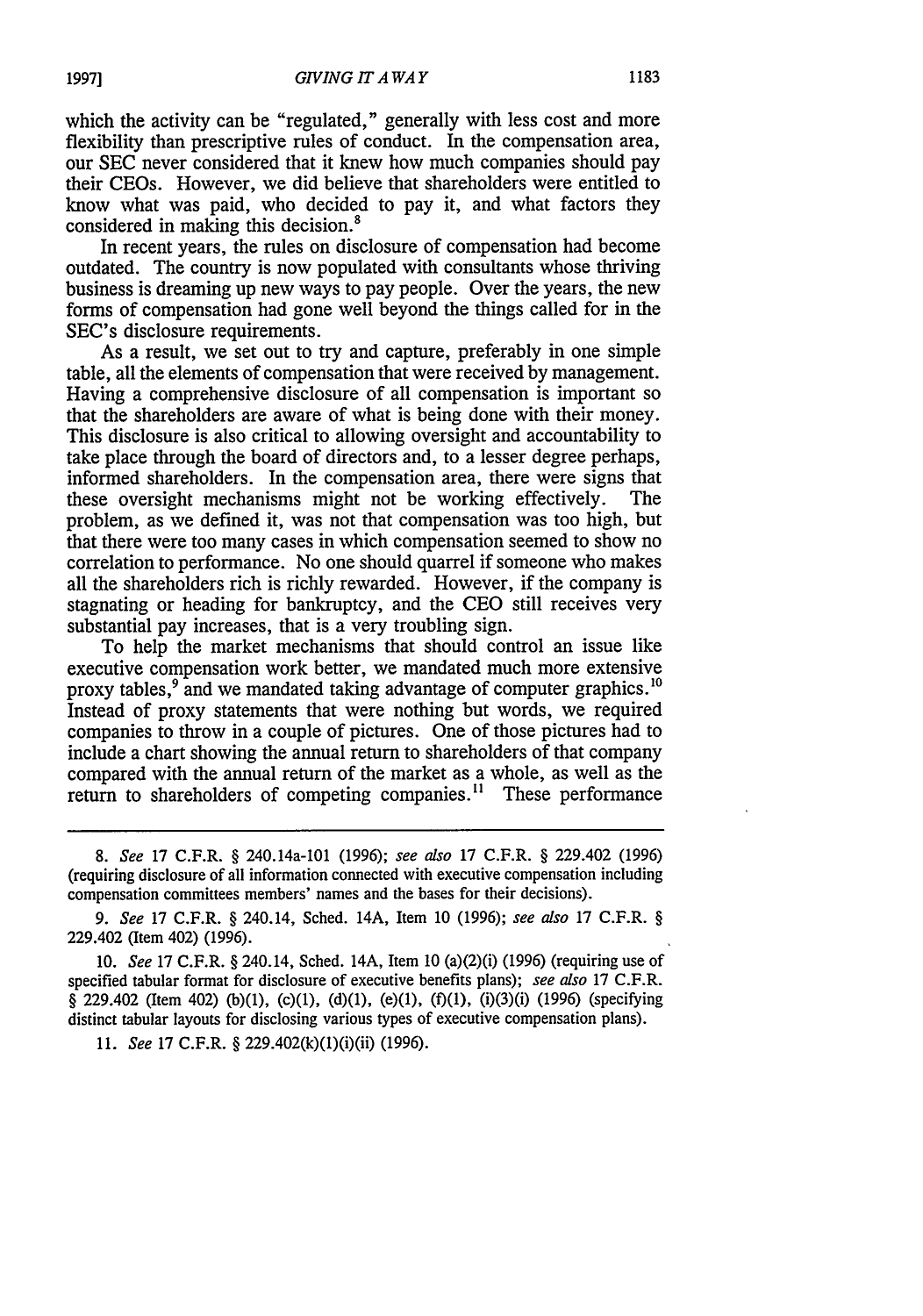which the activity can be "regulated," generally with less cost and more flexibility than prescriptive rules of conduct. In the compensation area, our SEC never considered that it knew how much companies should pay their CEOs. However, we did believe that shareholders were entitled to know what was paid, who decided to pay it, and what factors they considered in making this decision.[8]

In recent years, the rules on disclosure of compensation had become outdated. The country is now populated with consultants whose thriving business is dreaming up new ways to pay people. Over the years, the new forms of compensation had gone well beyond the things called for in the SEC's disclosure requirements.

As a result, we set out to try and capture, preferably in one simple table, all the elements of compensation that were received by management. Having a comprehensive disclosure of all compensation is important so that the shareholders are aware of what is being done with their money. This disclosure is also critical to allowing oversight and accountability to take place through the board of directors and, to a lesser degree perhaps, informed shareholders. In the compensation area, there were signs that these oversight mechanisms might not be working effectively. The problem, as we defined it, was not that compensation was too high, but that there were too many cases in which compensation seemed to show no correlation to performance. No one should quarrel if someone who makes all the shareholders rich is richly rewarded. However, if the company is stagnating or heading for bankruptcy, and the CEO still receives very substantial pay increases, that is a very troubling sign.

To help the market mechanisms that should control an issue like executive compensation work better, we mandated much more extensive proxy tables,[9] and we mandated taking advantage of computer graphics.[10] Instead of proxy statements that were nothing but words, we required companies to throw in a couple of pictures. One of those pictures had to include a chart showing the annual return to shareholders of that company compared with the annual return of the market as a whole, as well as the return to shareholders of competing companies.[11] These performance

---

8. *See* 17 C.F.R. § 240.14a-101 (1996); *see also* 17 C.F.R. § 229.402 (1996) (requiring disclosure of all information connected with executive compensation including compensation committees members' names and the bases for their decisions).

9. *See* 17 C.F.R. § 240.14, Sched. 14A, Item 10 (1996); *see also* 17 C.F.R. § 229.402 (Item 402) (1996).

10. *See* 17 C.F.R. § 240.14, Sched. 14A, Item 10 (a)(2)(i) (1996) (requiring use of specified tabular format for disclosure of executive benefits plans); *see also* 17 C.F.R. § 229.402 (Item 402) (b)(1), (c)(1), (d)(1), (e)(1), (f)(1), (i)(3)(i) (1996) (specifying distinct tabular layouts for disclosing various types of executive compensation plans).

11. *See* 17 C.F.R. § 229.402(k)(1)(i)(ii) (1996).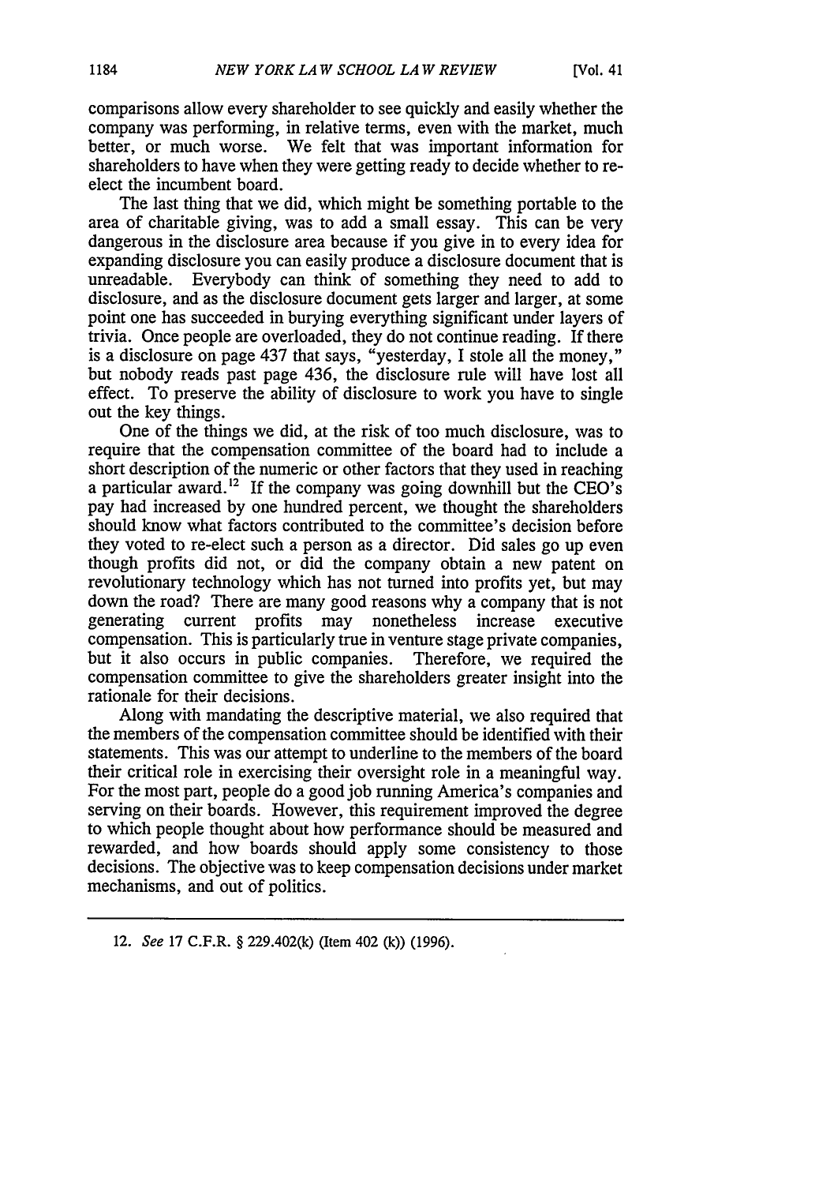comparisons allow every shareholder to see quickly and easily whether the company was performing, in relative terms, even with the market, much better, or much worse. We felt that was important information for shareholders to have when they were getting ready to decide whether to re-elect the incumbent board.

The last thing that we did, which might be something portable to the area of charitable giving, was to add a small essay. This can be very dangerous in the disclosure area because if you give in to every idea for expanding disclosure you can easily produce a disclosure document that is unreadable. Everybody can think of something they need to add to disclosure, and as the disclosure document gets larger and larger, at some point one has succeeded in burying everything significant under layers of trivia. Once people are overloaded, they do not continue reading. If there is a disclosure on page 437 that says, "yesterday, I stole all the money," but nobody reads past page 436, the disclosure rule will have lost all effect. To preserve the ability of disclosure to work you have to single out the key things.

One of the things we did, at the risk of too much disclosure, was to require that the compensation committee of the board had to include a short description of the numeric or other factors that they used in reaching a particular award.[12] If the company was going downhill but the CEO's pay had increased by one hundred percent, we thought the shareholders should know what factors contributed to the committee's decision before they voted to re-elect such a person as a director. Did sales go up even though profits did not, or did the company obtain a new patent on revolutionary technology which has not turned into profits yet, but may down the road? There are many good reasons why a company that is not generating current profits may nonetheless increase executive compensation. This is particularly true in venture stage private companies, but it also occurs in public companies. Therefore, we required the compensation committee to give the shareholders greater insight into the rationale for their decisions.

Along with mandating the descriptive material, we also required that the members of the compensation committee should be identified with their statements. This was our attempt to underline to the members of the board their critical role in exercising their oversight role in a meaningful way. For the most part, people do a good job running America's companies and serving on their boards. However, this requirement improved the degree to which people thought about how performance should be measured and rewarded, and how boards should apply some consistency to those decisions. The objective was to keep compensation decisions under market mechanisms, and out of politics.

---

12. *See* 17 C.F.R. § 229.402(k) (Item 402 (k)) (1996).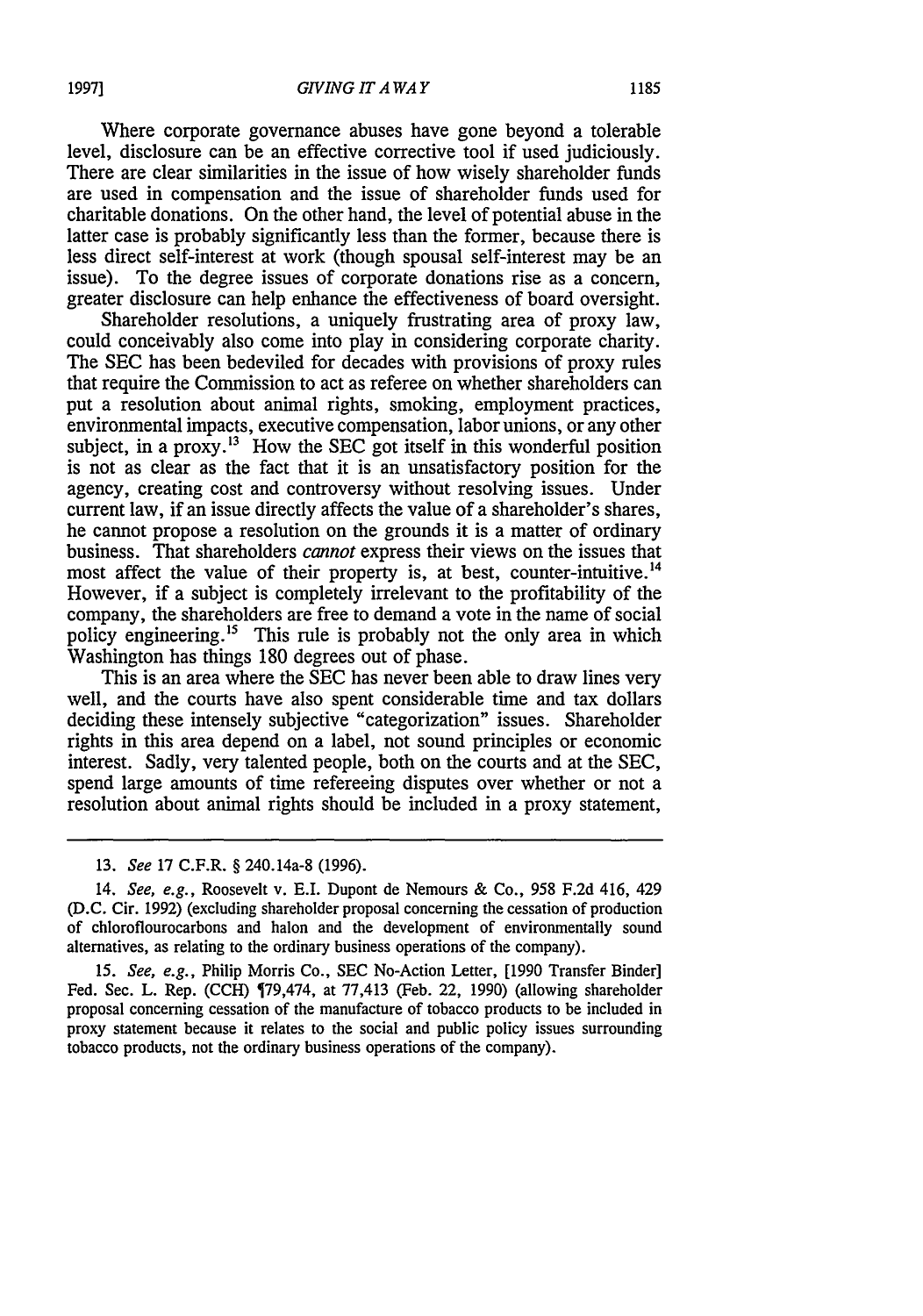Where corporate governance abuses have gone beyond a tolerable level, disclosure can be an effective corrective tool if used judiciously. There are clear similarities in the issue of how wisely shareholder funds are used in compensation and the issue of shareholder funds used for charitable donations. On the other hand, the level of potential abuse in the latter case is probably significantly less than the former, because there is less direct self-interest at work (though spousal self-interest may be an issue). To the degree issues of corporate donations rise as a concern, greater disclosure can help enhance the effectiveness of board oversight.

Shareholder resolutions, a uniquely frustrating area of proxy law, could conceivably also come into play in considering corporate charity. The SEC has been bedeviled for decades with provisions of proxy rules that require the Commission to act as referee on whether shareholders can put a resolution about animal rights, smoking, employment practices, environmental impacts, executive compensation, labor unions, or any other subject, in a proxy.[13] How the SEC got itself in this wonderful position is not as clear as the fact that it is an unsatisfactory position for the agency, creating cost and controversy without resolving issues. Under current law, if an issue directly affects the value of a shareholder's shares, he cannot propose a resolution on the grounds it is a matter of ordinary business. That shareholders *cannot* express their views on the issues that most affect the value of their property is, at best, counter-intuitive.[14] However, if a subject is completely irrelevant to the profitability of the company, the shareholders are free to demand a vote in the name of social policy engineering.[15] This rule is probably not the only area in which Washington has things 180 degrees out of phase.

This is an area where the SEC has never been able to draw lines very well, and the courts have also spent considerable time and tax dollars deciding these intensely subjective "categorization" issues. Shareholder rights in this area depend on a label, not sound principles or economic interest. Sadly, very talented people, both on the courts and at the SEC, spend large amounts of time refereeing disputes over whether or not a resolution about animal rights should be included in a proxy statement,

---

13. *See* 17 C.F.R. § 240.14a-8 (1996).

14. *See, e.g.*, Roosevelt v. E.I. Dupont de Nemours & Co., 958 F.2d 416, 429 (D.C. Cir. 1992) (excluding shareholder proposal concerning the cessation of production of chloroflourocarbons and halon and the development of environmentally sound alternatives, as relating to the ordinary business operations of the company).

15. *See, e.g.*, Philip Morris Co., SEC No-Action Letter, [1990 Transfer Binder] Fed. Sec. L. Rep. (CCH) ¶79,474, at 77,413 (Feb. 22, 1990) (allowing shareholder proposal concerning cessation of the manufacture of tobacco products to be included in proxy statement because it relates to the social and public policy issues surrounding tobacco products, not the ordinary business operations of the company).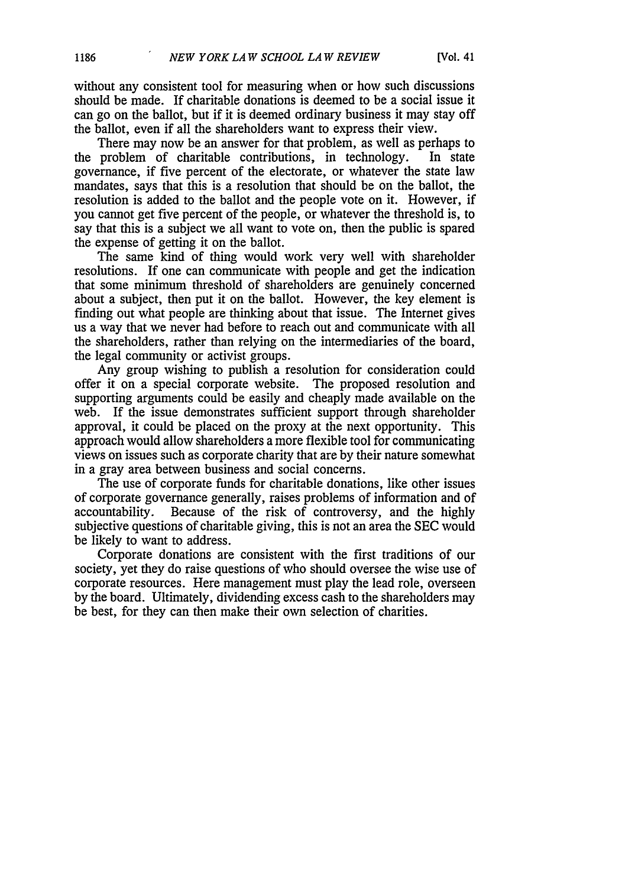without any consistent tool for measuring when or how such discussions should be made. If charitable donations is deemed to be a social issue it can go on the ballot, but if it is deemed ordinary business it may stay off the ballot, even if all the shareholders want to express their view.

There may now be an answer for that problem, as well as perhaps to the problem of charitable contributions, in technology. In state governance, if five percent of the electorate, or whatever the state law mandates, says that this is a resolution that should be on the ballot, the resolution is added to the ballot and the people vote on it. However, if you cannot get five percent of the people, or whatever the threshold is, to say that this is a subject we all want to vote on, then the public is spared the expense of getting it on the ballot.

The same kind of thing would work very well with shareholder resolutions. If one can communicate with people and get the indication that some minimum threshold of shareholders are genuinely concerned about a subject, then put it on the ballot. However, the key element is finding out what people are thinking about that issue. The Internet gives us a way that we never had before to reach out and communicate with all the shareholders, rather than relying on the intermediaries of the board, the legal community or activist groups.

Any group wishing to publish a resolution for consideration could offer it on a special corporate website. The proposed resolution and supporting arguments could be easily and cheaply made available on the web. If the issue demonstrates sufficient support through shareholder approval, it could be placed on the proxy at the next opportunity. This approach would allow shareholders a more flexible tool for communicating views on issues such as corporate charity that are by their nature somewhat in a gray area between business and social concerns.

The use of corporate funds for charitable donations, like other issues of corporate governance generally, raises problems of information and of accountability. Because of the risk of controversy, and the highly subjective questions of charitable giving, this is not an area the SEC would be likely to want to address.

Corporate donations are consistent with the first traditions of our society, yet they do raise questions of who should oversee the wise use of corporate resources. Here management must play the lead role, overseen by the board. Ultimately, dividending excess cash to the shareholders may be best, for they can then make their own selection of charities.